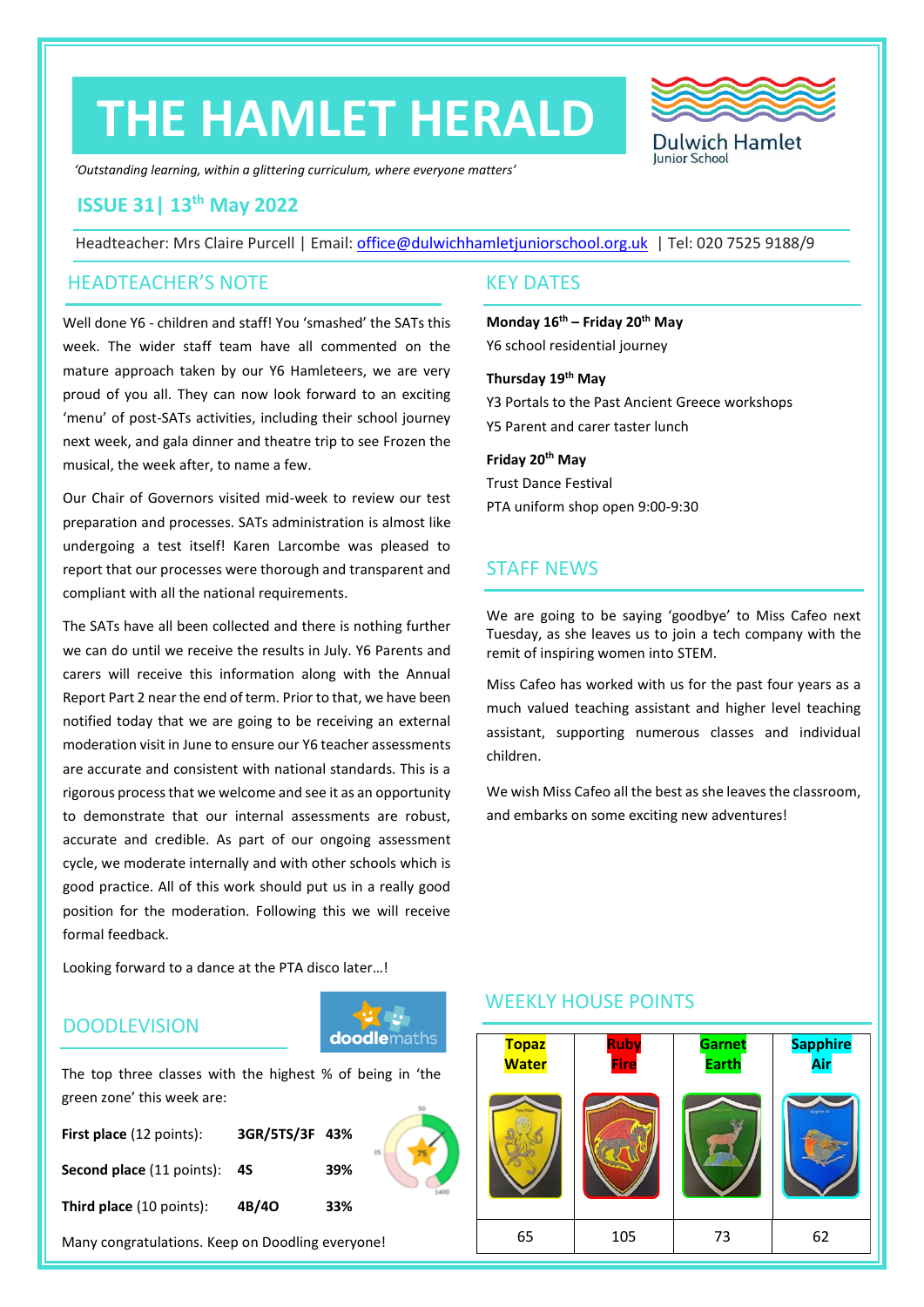# THE HAMLET HERALD

Dulwich Hamlet Junior School

*'Outstanding learning, within a glittering curriculum, where everyone matters'*

## ISSUE 31| 13th May 2022

Headteacher: Mrs Claire Purcell | Email: office@dulwichhamletjuniorschool.org.uk | Tel: 020 7525 9188/9

## HEADTEACHER'S NOTE

Well done Y6 - children and staff! You 'smashed' the SATs this week. The wider staff team have all commented on the mature approach taken by our Y6 Hamleteers, we are very proud of you all. They can now look forward to an exciting 'menu' of post-SATs activities, including their school journey next week, and gala dinner and theatre trip to see Frozen the musical, the week after, to name a few.

Our Chair of Governors visited mid-week to review our test preparation and processes. SATs administration is almost like undergoing a test itself! Karen Larcombe was pleased to report that our processes were thorough and transparent and compliant with all the national requirements.

The SATs have all been collected and there is nothing further we can do until we receive the results in July. Y6 Parents and carers will receive this information along with the Annual Report Part 2 near the end of term. Prior to that, we have been notified today that we are going to be receiving an external moderation visit in June to ensure our Y6 teacher assessments are accurate and consistent with national standards. This is a rigorous process that we welcome and see it as an opportunity to demonstrate that our internal assessments are robust, accurate and credible. As part of our ongoing assessment cycle, we moderate internally and with other schools which is good practice. All of this work should put us in a really good position for the moderation. Following this we will receive formal feedback.

Looking forward to a dance at the PTA disco later…!

## KEY DATES

**Monday 16th – Friday 20th May**
Y6 school residential journey

**Thursday 19th May**
Y3 Portals to the Past Ancient Greece workshops
Y5 Parent and carer taster lunch

**Friday 20th May**
Trust Dance Festival
PTA uniform shop open 9:00-9:30

## STAFF NEWS

We are going to be saying 'goodbye' to Miss Cafeo next Tuesday, as she leaves us to join a tech company with the remit of inspiring women into STEM.

Miss Cafeo has worked with us for the past four years as a much valued teaching assistant and higher level teaching assistant, supporting numerous classes and individual children.

We wish Miss Cafeo all the best as she leaves the classroom, and embarks on some exciting new adventures!

## DOODLEVISION

The top three classes with the highest % of being in 'the green zone' this week are:

| | | |
|---|---|---|
| **First place** (12 points): | **3GR/5TS/3F** | **43%** |
| **Second place** (11 points): | **4S** | **39%** |
| **Third place** (10 points): | **4B/4O** | **33%** |

Many congratulations. Keep on Doodling everyone!

## WEEKLY HOUSE POINTS

| Topaz Water | Ruby Fire | Garnet Earth | Sapphire Air |
|---|---|---|---|
| 65 | 105 | 73 | 62 |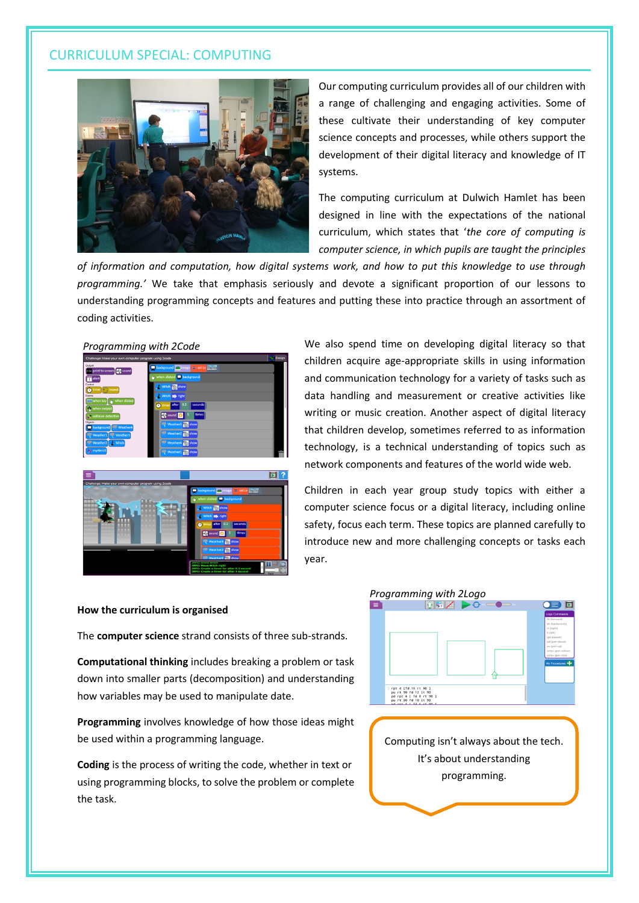## CURRICULUM SPECIAL: COMPUTING

Our computing curriculum provides all of our children with a range of challenging and engaging activities. Some of these cultivate their understanding of key computer science concepts and processes, while others support the development of their digital literacy and knowledge of IT systems.

The computing curriculum at Dulwich Hamlet has been designed in line with the expectations of the national curriculum, which states that '*the core of computing is computer science, in which pupils are taught the principles of information and computation, how digital systems work, and how to put this knowledge to use through programming.*' We take that emphasis seriously and devote a significant proportion of our lessons to understanding programming concepts and features and putting these into practice through an assortment of coding activities.

*Programming with 2Code*

We also spend time on developing digital literacy so that children acquire age-appropriate skills in using information and communication technology for a variety of tasks such as data handling and measurement or creative activities like writing or music creation. Another aspect of digital literacy that children develop, sometimes referred to as information technology, is a technical understanding of topics such as network components and features of the world wide web.

Children in each year group study topics with either a computer science focus or a digital literacy, including online safety, focus each term. These topics are planned carefully to introduce new and more challenging concepts or tasks each year.

*Programming with 2Logo*

**How the curriculum is organised**

The **computer science** strand consists of three sub-strands.

**Computational thinking** includes breaking a problem or task down into smaller parts (decomposition) and understanding how variables may be used to manipulate date.

**Programming** involves knowledge of how those ideas might be used within a programming language.

**Coding** is the process of writing the code, whether in text or using programming blocks, to solve the problem or complete the task.

Computing isn't always about the tech. It's about understanding programming.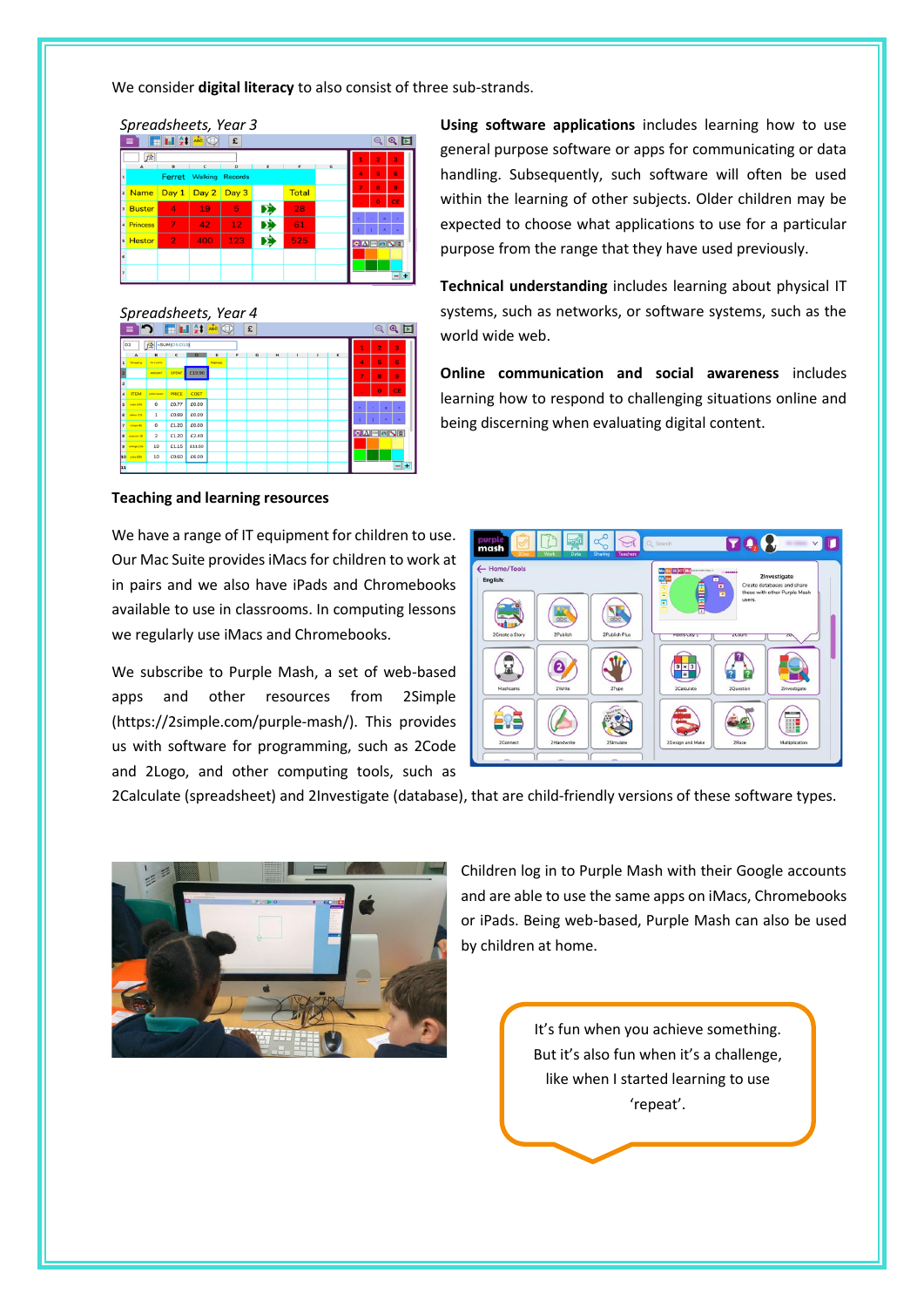We consider **digital literacy** to also consist of three sub-strands.

*Spreadsheets, Year 3*

*Spreadsheets, Year 4*

**Using software applications** includes learning how to use general purpose software or apps for communicating or data handling. Subsequently, such software will often be used within the learning of other subjects. Older children may be expected to choose what applications to use for a particular purpose from the range that they have used previously.

**Technical understanding** includes learning about physical IT systems, such as networks, or software systems, such as the world wide web.

**Online communication and social awareness** includes learning how to respond to challenging situations online and being discerning when evaluating digital content.

**Teaching and learning resources**

We have a range of IT equipment for children to use. Our Mac Suite provides iMacs for children to work at in pairs and we also have iPads and Chromebooks available to use in classrooms. In computing lessons we regularly use iMacs and Chromebooks.

We subscribe to Purple Mash, a set of web-based apps and other resources from 2Simple (https://2simple.com/purple-mash/). This provides us with software for programming, such as 2Code and 2Logo, and other computing tools, such as 2Calculate (spreadsheet) and 2Investigate (database), that are child-friendly versions of these software types.

Children log in to Purple Mash with their Google accounts and are able to use the same apps on iMacs, Chromebooks or iPads. Being web-based, Purple Mash can also be used by children at home.

It's fun when you achieve something. But it's also fun when it's a challenge, like when I started learning to use 'repeat'.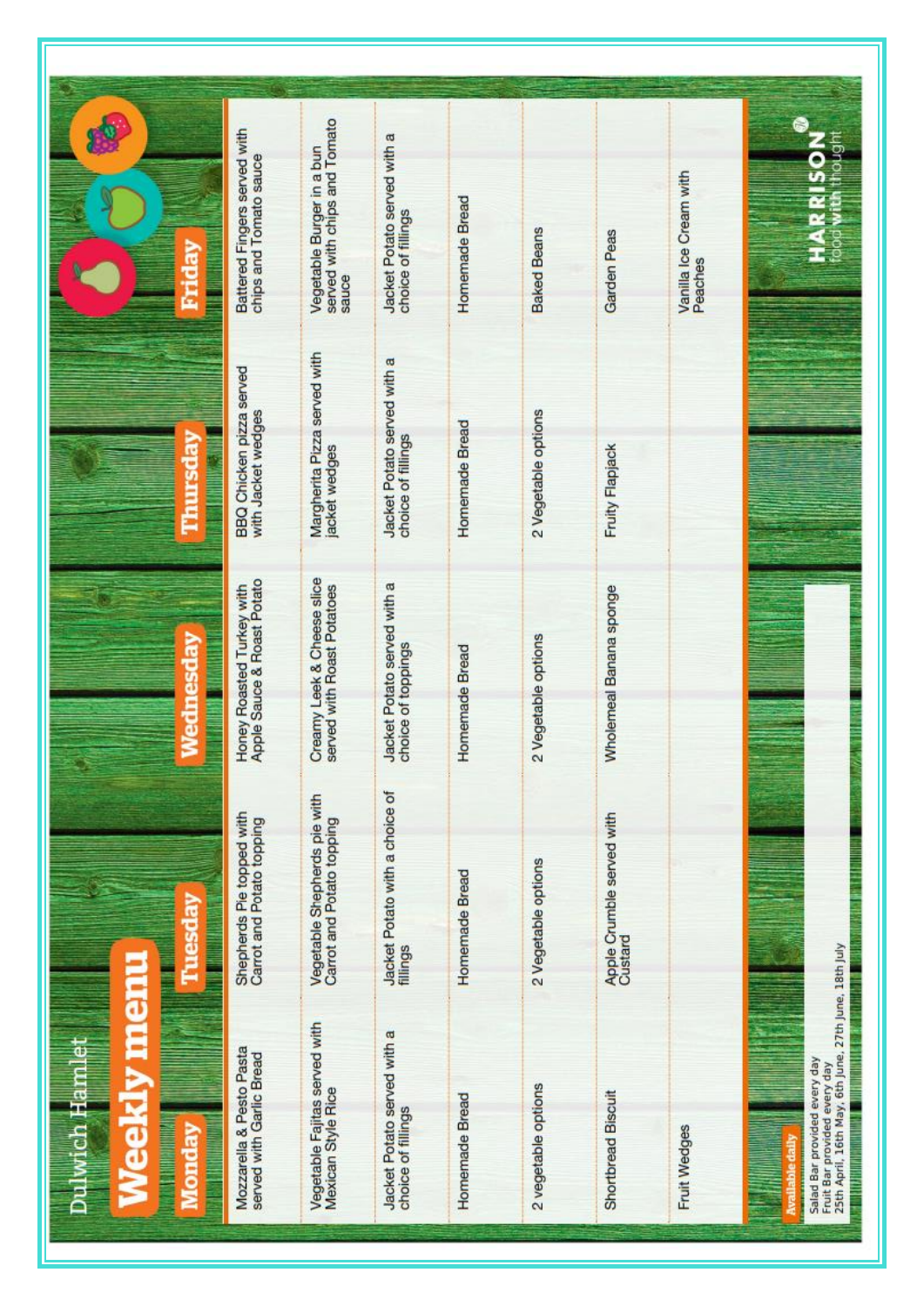Dulwich Hamlet

# Weekly menu

| Monday | Tuesday | Wednesday | Thursday | Friday |
|---|---|---|---|---|
| Mozzarella & Pesto Pasta served with Garlic Bread | Shepherds Pie topped with Carrot and Potato topping | Honey Roasted Turkey with Apple Sauce & Roast Potato | BBQ Chicken pizza served with Jacket wedges | Battered Fingers served with chips and Tomato sauce |
| Vegetable Fajitas served with Mexican Style Rice | Vegetable Shepherds pie with Carrot and Potato topping | Creamy Leek & Cheese slice served with Roast Potatoes | Margherita Pizza served with jacket wedges | Vegetable Burger in a bun served with chips and Tomato sauce |
| Jacket Potato served with a choice of fillings | Jacket Potato with a choice of fillings | Jacket Potato served with a choice of toppings | Jacket Potato served with a choice of fillings | Jacket Potato served with a choice of fillings |
| Homemade Bread | Homemade Bread | Homemade Bread | Homemade Bread | Homemade Bread |
| 2 vegetable options | 2 Vegetable options | 2 Vegetable options | 2 Vegetable options | Baked Beans |
| Shortbread Biscuit | Apple Crumble served with Custard | Wholemeal Banana sponge | Fruity Flapjack | Garden Peas |
| Fruit Wedges | | | | Vanilla Ice Cream with Peaches |

**Available daily**

Salad Bar provided every day
Fruit Bar provided every day
25th April, 16th May, 6th June, 27th June, 18th July

HARRISON® food with thought